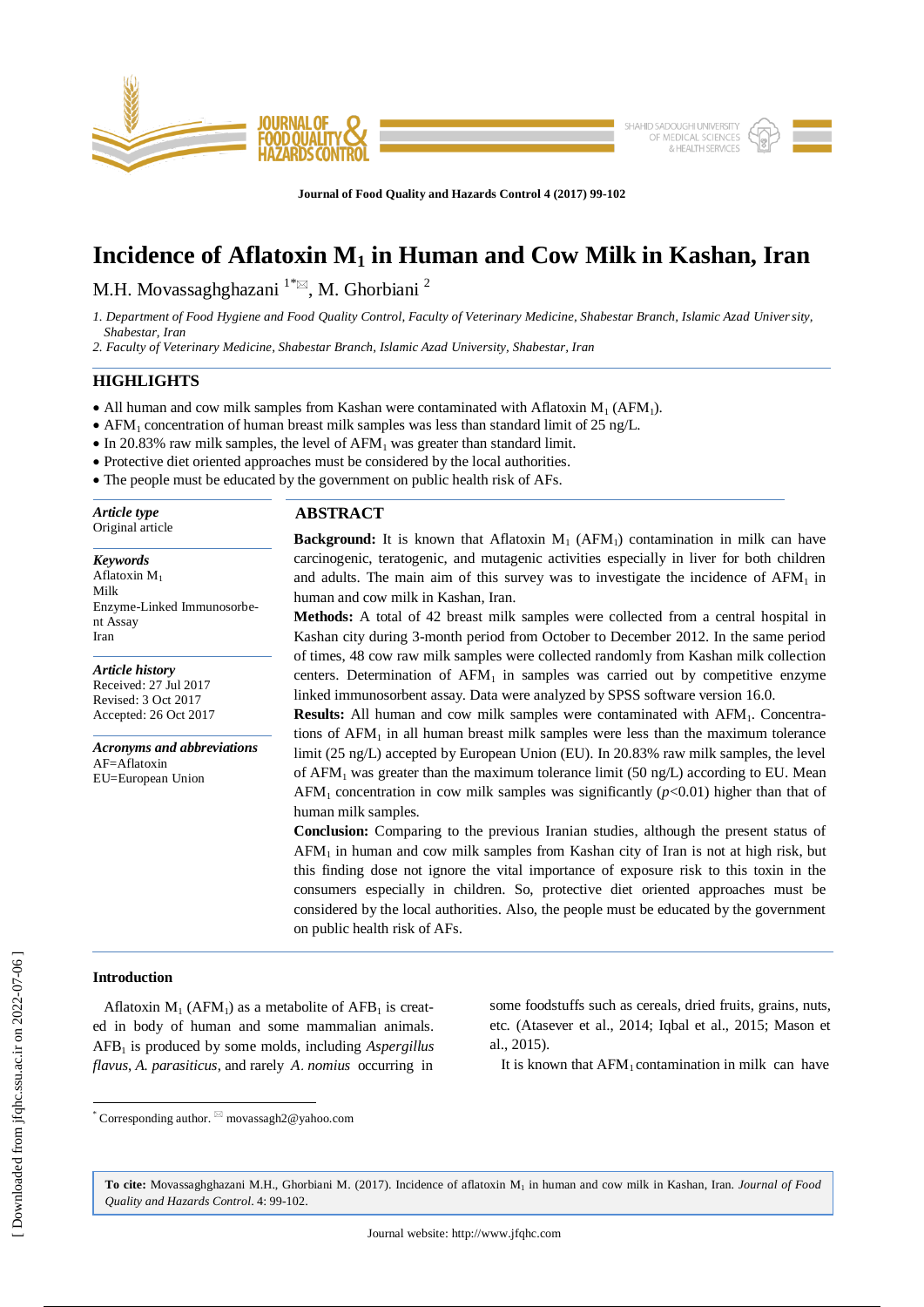# Incidence of Aflatoxin $M_1$ in Human and Cow Milk in Kashan, Iran

M.H. Movassaghghazani [1*], M. Ghorbiani [2]

1. *Department of Food Hygiene and Food Quality Control, Faculty of Veterinary Medicine, Shabestar Branch, Islamic Azad University, Shabestar, Iran*
2. *Faculty of Veterinary Medicine, Shabestar Branch, Islamic Azad University, Shabestar, Iran*

## HIGHLIGHTS

- All human and cow milk samples from Kashan were contaminated with Aflatoxin $M_1$ ($AFM_1$).
- $AFM_1$ concentration of human breast milk samples was less than standard limit of 25 ng/L.
- In 20.83% raw milk samples, the level of $AFM_1$ was greater than standard limit.
- Protective diet oriented approaches must be considered by the local authorities.
- The people must be educated by the government on public health risk of AFs.

***Article type***
Original article

***Keywords***
Aflatoxin $M_1$
Milk
Enzyme-Linked Immunosorbent Assay
Iran

***Article history***
Received: 27 Jul 2017
Revised: 3 Oct 2017
Accepted: 26 Oct 2017

***Acronyms and abbreviations***
AF=Aflatoxin
EU=European Union

## ABSTRACT

**Background:** It is known that Aflatoxin $M_1$ ($AFM_1$) contamination in milk can have carcinogenic, teratogenic, and mutagenic activities especially in liver for both children and adults. The main aim of this survey was to investigate the incidence of $AFM_1$ in human and cow milk in Kashan, Iran.

**Methods:** A total of 42 breast milk samples were collected from a central hospital in Kashan city during 3-month period from October to December 2012. In the same period of times, 48 cow raw milk samples were collected randomly from Kashan milk collection centers. Determination of $AFM_1$ in samples was carried out by competitive enzyme linked immunosorbent assay. Data were analyzed by SPSS software version 16.0.

**Results:** All human and cow milk samples were contaminated with $AFM_1$. Concentrations of $AFM_1$ in all human breast milk samples were less than the maximum tolerance limit (25 ng/L) accepted by European Union (EU). In 20.83% raw milk samples, the level of $AFM_1$ was greater than the maximum tolerance limit (50 ng/L) according to EU. Mean $AFM_1$ concentration in cow milk samples was significantly ($p$<0.01) higher than that of human milk samples.

**Conclusion:** Comparing to the previous Iranian studies, although the present status of $AFM_1$ in human and cow milk samples from Kashan city of Iran is not at high risk, but this finding dose not ignore the vital importance of exposure risk to this toxin in the consumers especially in children. So, protective diet oriented approaches must be considered by the local authorities. Also, the people must be educated by the government on public health risk of AFs.

## Introduction

Aflatoxin $M_1$ ($AFM_1$) as a metabolite of $AFB_1$ is created in body of human and some mammalian animals. $AFB_1$ is produced by some molds, including *Aspergillus flavus*, *A. parasiticus*, and rarely *A. nomius* occurring in some foodstuffs such as cereals, dried fruits, grains, nuts, etc. (Atasever et al., 2014; Iqbal et al., 2015; Mason et al., 2015).

It is known that $AFM_1$ contamination in milk can have

[*] Corresponding author. movassagh2@yahoo.com

**To cite:** Movassaghghazani M.H., Ghorbiani M. (2017). Incidence of aflatoxin $M_1$ in human and cow milk in Kashan, Iran. *Journal of Food Quality and Hazards Control*. 4: 99-102.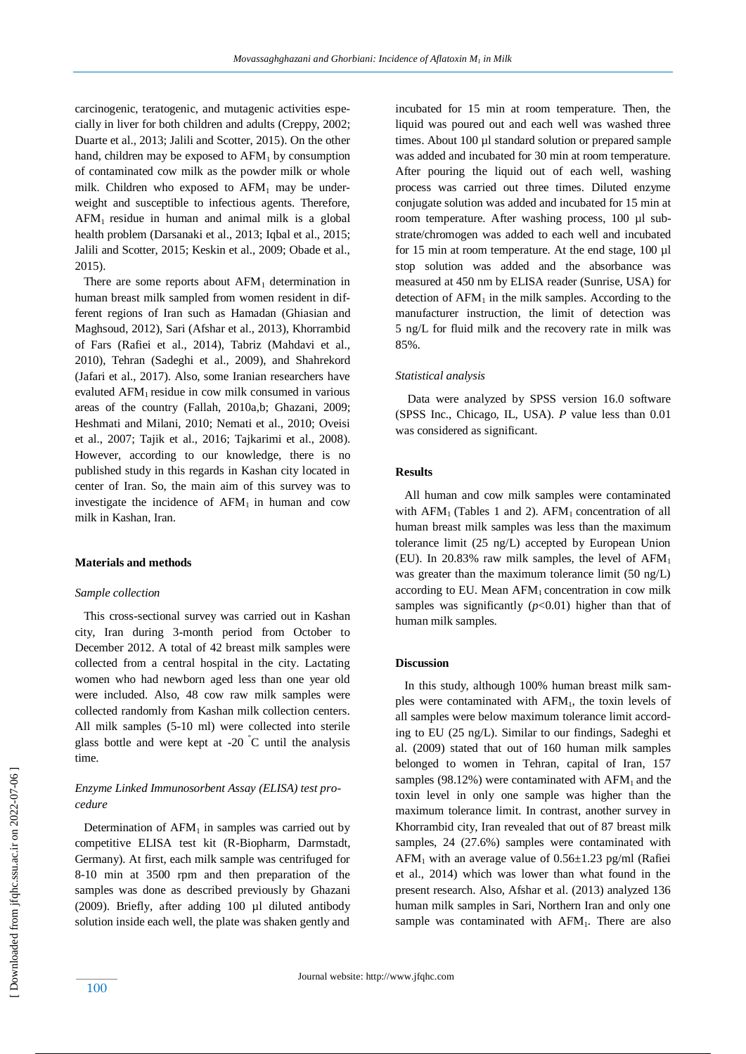carcinogenic, teratogenic, and mutagenic activities especially in liver for both children and adults (Creppy, 2002; Duarte et al., 2013; Jalili and Scotter, 2015). On the other hand, children may be exposed to $AFM_1$ by consumption of contaminated cow milk as the powder milk or whole milk. Children who exposed to $AFM_1$ may be underweight and susceptible to infectious agents. Therefore, $AFM_1$ residue in human and animal milk is a global health problem (Darsanaki et al., 2013; Iqbal et al., 2015; Jalili and Scotter, 2015; Keskin et al., 2009; Obade et al., 2015).

There are some reports about $AFM_1$ determination in human breast milk sampled from women resident in different regions of Iran such as Hamadan (Ghiasian and Maghsoud, 2012), Sari (Afshar et al., 2013), Khorrambid of Fars (Rafiei et al., 2014), Tabriz (Mahdavi et al., 2010), Tehran (Sadeghi et al., 2009), and Shahrekord (Jafari et al., 2017). Also, some Iranian researchers have evaluted $AFM_1$ residue in cow milk consumed in various areas of the country (Fallah, 2010a,b; Ghazani, 2009; Heshmati and Milani, 2010; Nemati et al., 2010; Oveisi et al., 2007; Tajik et al., 2016; Tajkarimi et al., 2008). However, according to our knowledge, there is no published study in this regards in Kashan city located in center of Iran. So, the main aim of this survey was to investigate the incidence of $AFM_1$ in human and cow milk in Kashan, Iran.

## Materials and methods

### *Sample collection*

This cross-sectional survey was carried out in Kashan city, Iran during 3-month period from October to December 2012. A total of 42 breast milk samples were collected from a central hospital in the city. Lactating women who had newborn aged less than one year old were included. Also, 48 cow raw milk samples were collected randomly from Kashan milk collection centers. All milk samples (5-10 ml) were collected into sterile glass bottle and were kept at -20 °C until the analysis time.

### *Enzyme Linked Immunosorbent Assay (ELISA) test procedure*

Determination of $AFM_1$ in samples was carried out by competitive ELISA test kit (R-Biopharm, Darmstadt, Germany). At first, each milk sample was centrifuged for 8-10 min at 3500 rpm and then preparation of the samples was done as described previously by Ghazani (2009). Briefly, after adding 100 µl diluted antibody solution inside each well, the plate was shaken gently and incubated for 15 min at room temperature. Then, the liquid was poured out and each well was washed three times. About 100 µl standard solution or prepared sample was added and incubated for 30 min at room temperature. After pouring the liquid out of each well, washing process was carried out three times. Diluted enzyme conjugate solution was added and incubated for 15 min at room temperature. After washing process, 100 µl substrate/chromogen was added to each well and incubated for 15 min at room temperature. At the end stage, 100 µl stop solution was added and the absorbance was measured at 450 nm by ELISA reader (Sunrise, USA) for detection of $AFM_1$ in the milk samples. According to the manufacturer instruction, the limit of detection was 5 ng/L for fluid milk and the recovery rate in milk was 85%.

### *Statistical analysis*

Data were analyzed by SPSS version 16.0 software (SPSS Inc., Chicago, IL, USA). *P* value less than 0.01 was considered as significant.

## Results

All human and cow milk samples were contaminated with $AFM_1$ (Tables 1 and 2). $AFM_1$ concentration of all human breast milk samples was less than the maximum tolerance limit (25 ng/L) accepted by European Union (EU). In 20.83% raw milk samples, the level of $AFM_1$ was greater than the maximum tolerance limit (50 ng/L) according to EU. Mean $AFM_1$ concentration in cow milk samples was significantly ($p<0.01$) higher than that of human milk samples.

## Discussion

In this study, although 100% human breast milk samples were contaminated with $AFM_1$, the toxin levels of all samples were below maximum tolerance limit according to EU (25 ng/L). Similar to our findings, Sadeghi et al. (2009) stated that out of 160 human milk samples belonged to women in Tehran, capital of Iran, 157 samples (98.12%) were contaminated with $AFM_1$ and the toxin level in only one sample was higher than the maximum tolerance limit. In contrast, another survey in Khorrambid city, Iran revealed that out of 87 breast milk samples, 24 (27.6%) samples were contaminated with $AFM_1$ with an average value of 0.56±1.23 pg/ml (Rafiei et al., 2014) which was lower than what found in the present research. Also, Afshar et al. (2013) analyzed 136 human milk samples in Sari, Northern Iran and only one sample was contaminated with $AFM_1$. There are also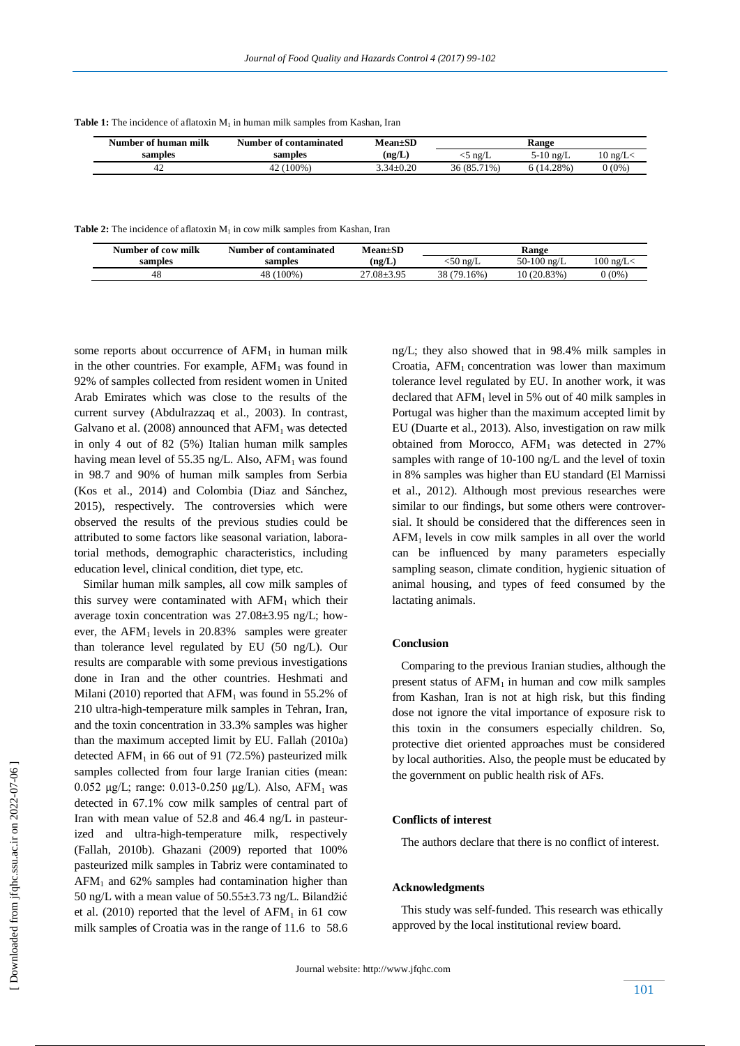**Table 1:** The incidence of aflatoxin $M_1$ in human milk samples from Kashan, Iran

| Number of human milk samples | Number of contaminated samples | Mean±SD (ng/L) | Range | | |
|---|---|---|---|---|---|
| | | | <5 ng/L | 5-10 ng/L | 10 ng/L< |
| 42 | 42 (100%) | 3.34±0.20 | 36 (85.71%) | 6 (14.28%) | 0 (0%) |

**Table 2:** The incidence of aflatoxin $M_1$ in cow milk samples from Kashan, Iran

| Number of cow milk samples | Number of contaminated samples | Mean±SD (ng/L) | Range | | |
|---|---|---|---|---|---|
| | | | <50 ng/L | 50-100 ng/L | 100 ng/L< |
| 48 | 48 (100%) | 27.08±3.95 | 38 (79.16%) | 10 (20.83%) | 0 (0%) |

some reports about occurrence of $AFM_1$ in human milk in the other countries. For example, $AFM_1$ was found in 92% of samples collected from resident women in United Arab Emirates which was close to the results of the current survey (Abdulrazzaq et al., 2003). In contrast, Galvano et al. (2008) announced that $AFM_1$ was detected in only 4 out of 82 (5%) Italian human milk samples having mean level of 55.35 ng/L. Also, $AFM_1$ was found in 98.7 and 90% of human milk samples from Serbia (Kos et al., 2014) and Colombia (Diaz and Sánchez, 2015), respectively. The controversies which were observed the results of the previous studies could be attributed to some factors like seasonal variation, laboratorial methods, demographic characteristics, including education level, clinical condition, diet type, etc.

Similar human milk samples, all cow milk samples of this survey were contaminated with $AFM_1$ which their average toxin concentration was 27.08±3.95 ng/L; however, the $AFM_1$ levels in 20.83% samples were greater than tolerance level regulated by EU (50 ng/L). Our results are comparable with some previous investigations done in Iran and the other countries. Heshmati and Milani (2010) reported that $AFM_1$ was found in 55.2% of 210 ultra-high-temperature milk samples in Tehran, Iran, and the toxin concentration in 33.3% samples was higher than the maximum accepted limit by EU. Fallah (2010a) detected $AFM_1$ in 66 out of 91 (72.5%) pasteurized milk samples collected from four large Iranian cities (mean: 0.052 μg/L; range: 0.013-0.250 μg/L). Also, $AFM_1$ was detected in 67.1% cow milk samples of central part of Iran with mean value of 52.8 and 46.4 ng/L in pasteurized and ultra-high-temperature milk, respectively (Fallah, 2010b). Ghazani (2009) reported that 100% pasteurized milk samples in Tabriz were contaminated to $AFM_1$ and 62% samples had contamination higher than 50 ng/L with a mean value of 50.55±3.73 ng/L. Bilandžić et al. (2010) reported that the level of $AFM_1$ in 61 cow milk samples of Croatia was in the range of 11.6 to 58.6 ng/L; they also showed that in 98.4% milk samples in Croatia, $AFM_1$ concentration was lower than maximum tolerance level regulated by EU. In another work, it was declared that $AFM_1$ level in 5% out of 40 milk samples in Portugal was higher than the maximum accepted limit by EU (Duarte et al., 2013). Also, investigation on raw milk obtained from Morocco, $AFM_1$ was detected in 27% samples with range of 10-100 ng/L and the level of toxin in 8% samples was higher than EU standard (El Marnissi et al., 2012). Although most previous researches were similar to our findings, but some others were controversial. It should be considered that the differences seen in $AFM_1$ levels in cow milk samples in all over the world can be influenced by many parameters especially sampling season, climate condition, hygienic situation of animal housing, and types of feed consumed by the lactating animals.

### Conclusion

Comparing to the previous Iranian studies, although the present status of $AFM_1$ in human and cow milk samples from Kashan, Iran is not at high risk, but this finding dose not ignore the vital importance of exposure risk to this toxin in the consumers especially children. So, protective diet oriented approaches must be considered by local authorities. Also, the people must be educated by the government on public health risk of AFs.

### Conflicts of interest

The authors declare that there is no conflict of interest.

### Acknowledgments

This study was self-funded. This research was ethically approved by the local institutional review board.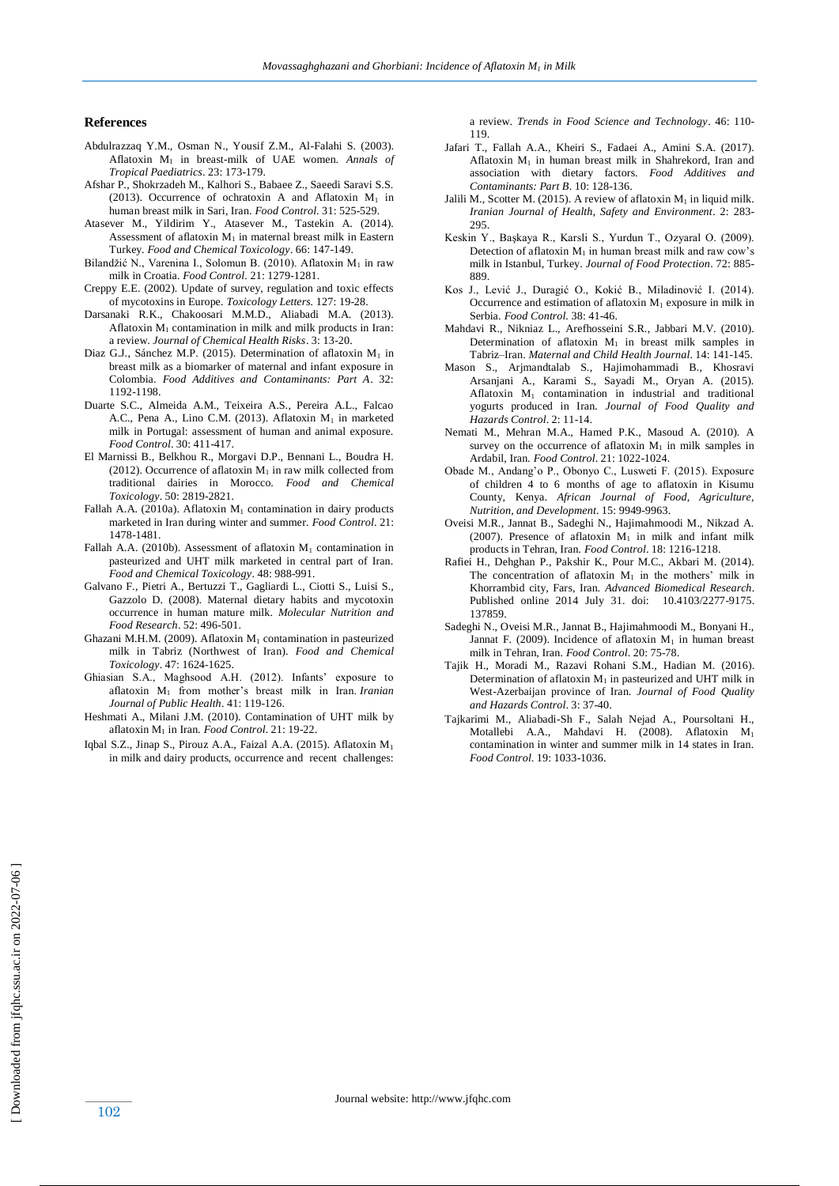## References

Abdulrazzaq Y.M., Osman N., Yousif Z.M., Al-Falahi S. (2003). Aflatoxin $M_1$ in breast-milk of UAE women. *Annals of Tropical Paediatrics*. 23: 173-179.

Afshar P., Shokrzadeh M., Kalhori S., Babaee Z., Saeedi Saravi S.S. (2013). Occurrence of ochratoxin A and Aflatoxin $M_1$ in human breast milk in Sari, Iran. *Food Control*. 31: 525-529.

Atasever M., Yildirim Y., Atasever M., Tastekin A. (2014). Assessment of aflatoxin $M_1$ in maternal breast milk in Eastern Turkey. *Food and Chemical Toxicology*. 66: 147-149.

Bilandžić N., Varenina I., Solomun B. (2010). Aflatoxin $M_1$ in raw milk in Croatia. *Food Control*. 21: 1279-1281.

Creppy E.E. (2002). Update of survey, regulation and toxic effects of mycotoxins in Europe. *Toxicology Letters*. 127: 19-28.

Darsanaki R.K., Chakoosari M.M.D., Aliabadi M.A. (2013). Aflatoxin $M_1$ contamination in milk and milk products in Iran: a review. *Journal of Chemical Health Risks*. 3: 13-20.

Diaz G.J., Sánchez M.P. (2015). Determination of aflatoxin $M_1$ in breast milk as a biomarker of maternal and infant exposure in Colombia. *Food Additives and Contaminants: Part A*. 32: 1192-1198.

Duarte S.C., Almeida A.M., Teixeira A.S., Pereira A.L., Falcao A.C., Pena A., Lino C.M. (2013). Aflatoxin $M_1$ in marketed milk in Portugal: assessment of human and animal exposure. *Food Control*. 30: 411-417.

El Marnissi B., Belkhou R., Morgavi D.P., Bennani L., Boudra H. (2012). Occurrence of aflatoxin $M_1$ in raw milk collected from traditional dairies in Morocco. *Food and Chemical Toxicology*. 50: 2819-2821.

Fallah A.A. (2010a). Aflatoxin $M_1$ contamination in dairy products marketed in Iran during winter and summer. *Food Control*. 21: 1478-1481.

Fallah A.A. (2010b). Assessment of aflatoxin $M_1$ contamination in pasteurized and UHT milk marketed in central part of Iran. *Food and Chemical Toxicology*. 48: 988-991.

Galvano F., Pietri A., Bertuzzi T., Gagliardi L., Ciotti S., Luisi S., Gazzolo D. (2008). Maternal dietary habits and mycotoxin occurrence in human mature milk. *Molecular Nutrition and Food Research*. 52: 496-501.

Ghazani M.H.M. (2009). Aflatoxin $M_1$ contamination in pasteurized milk in Tabriz (Northwest of Iran). *Food and Chemical Toxicology*. 47: 1624-1625.

Ghiasian S.A., Maghsood A.H. (2012). Infants' exposure to aflatoxin $M_1$ from mother's breast milk in Iran. *Iranian Journal of Public Health*. 41: 119-126.

Heshmati A., Milani J.M. (2010). Contamination of UHT milk by aflatoxin $M_1$ in Iran. *Food Control*. 21: 19-22.

Iqbal S.Z., Jinap S., Pirouz A.A., Faizal A.A. (2015). Aflatoxin $M_1$ in milk and dairy products, occurrence and recent challenges: a review. *Trends in Food Science and Technology*. 46: 110-119.

Jafari T., Fallah A.A., Kheiri S., Fadaei A., Amini S.A. (2017). Aflatoxin $M_1$ in human breast milk in Shahrekord, Iran and association with dietary factors. *Food Additives and Contaminants: Part B*. 10: 128-136.

Jalili M., Scotter M. (2015). A review of aflatoxin $M_1$ in liquid milk. *Iranian Journal of Health, Safety and Environment*. 2: 283-295.

Keskin Y., Başkaya R., Karsli S., Yurdun T., Ozyaral O. (2009). Detection of aflatoxin $M_1$ in human breast milk and raw cow's milk in Istanbul, Turkey. *Journal of Food Protection*. 72: 885-889.

Kos J., Lević J., Duragić O., Kokić B., Miladinović I. (2014). Occurrence and estimation of aflatoxin $M_1$ exposure in milk in Serbia. *Food Control*. 38: 41-46.

Mahdavi R., Nikniaz L., Arefhosseini S.R., Jabbari M.V. (2010). Determination of aflatoxin $M_1$ in breast milk samples in Tabriz–Iran. *Maternal and Child Health Journal*. 14: 141-145.

Mason S., Arjmandtalab S., Hajimohammadi B., Khosravi Arsanjani A., Karami S., Sayadi M., Oryan A. (2015). Aflatoxin $M_1$ contamination in industrial and traditional yogurts produced in Iran. *Journal of Food Quality and Hazards Control*. 2: 11-14.

Nemati M., Mehran M.A., Hamed P.K., Masoud A. (2010). A survey on the occurrence of aflatoxin $M_1$ in milk samples in Ardabil, Iran. *Food Control*. 21: 1022-1024.

Obade M., Andang'o P., Obonyo C., Lusweti F. (2015). Exposure of children 4 to 6 months of age to aflatoxin in Kisumu County, Kenya. *African Journal of Food, Agriculture, Nutrition, and Development*. 15: 9949-9963.

Oveisi M.R., Jannat B., Sadeghi N., Hajimahmoodi M., Nikzad A. (2007). Presence of aflatoxin $M_1$ in milk and infant milk products in Tehran, Iran. *Food Control*. 18: 1216-1218.

Rafiei H., Dehghan P., Pakshir K., Pour M.C., Akbari M. (2014). The concentration of aflatoxin $M_1$ in the mothers' milk in Khorrambid city, Fars, Iran. *Advanced Biomedical Research*. Published online 2014 July 31. doi: 10.4103/2277-9175.137859.

Sadeghi N., Oveisi M.R., Jannat B., Hajimahmoodi M., Bonyani H., Jannat F. (2009). Incidence of aflatoxin $M_1$ in human breast milk in Tehran, Iran. *Food Control*. 20: 75-78.

Tajik H., Moradi M., Razavi Rohani S.M., Hadian M. (2016). Determination of aflatoxin $M_1$ in pasteurized and UHT milk in West-Azerbaijan province of Iran. *Journal of Food Quality and Hazards Control*. 3: 37-40.

Tajkarimi M., Aliabadi-Sh F., Salah Nejad A., Poursoltani H., Motallebi A.A., Mahdavi H. (2008). Aflatoxin $M_1$ contamination in winter and summer milk in 14 states in Iran. *Food Control*. 19: 1033-1036.